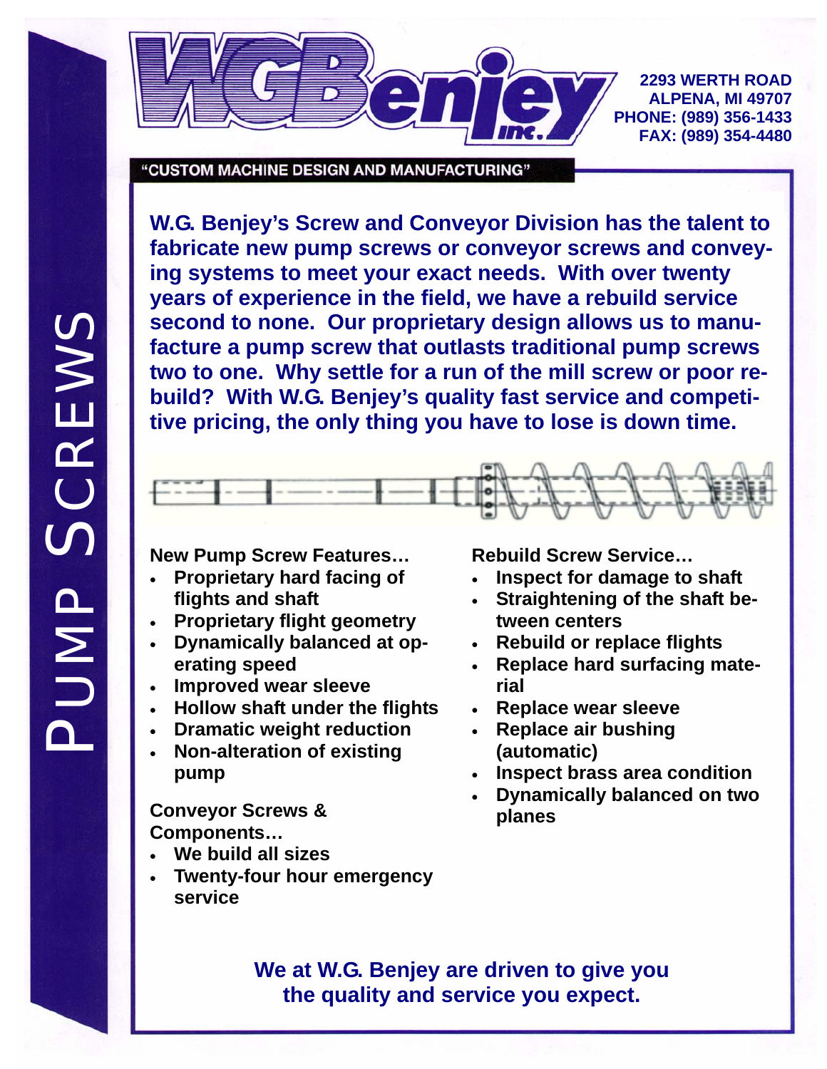# PUMP SCREWS

**W.G. Benjey Inc.**

2293 WERTH ROAD
ALPENA, MI 49707
PHONE: (989) 356-1433
FAX: (989) 354-4480

"CUSTOM MACHINE DESIGN AND MANUFACTURING"

**W.G. Benjey's Screw and Conveyor Division has the talent to fabricate new pump screws or conveyor screws and conveying systems to meet your exact needs. With over twenty years of experience in the field, we have a rebuild service second to none. Our proprietary design allows us to manufacture a pump screw that outlasts traditional pump screws two to one. Why settle for a run of the mill screw or poor rebuild? With W.G. Benjey's quality fast service and competitive pricing, the only thing you have to lose is down time.**

### New Pump Screw Features…

- Proprietary hard facing of flights and shaft
- Proprietary flight geometry
- Dynamically balanced at operating speed
- Improved wear sleeve
- Hollow shaft under the flights
- Dramatic weight reduction
- Non-alteration of existing pump

### Conveyor Screws & Components…

- We build all sizes
- Twenty-four hour emergency service

### Rebuild Screw Service…

- Inspect for damage to shaft
- Straightening of the shaft between centers
- Rebuild or replace flights
- Replace hard surfacing material
- Replace wear sleeve
- Replace air bushing (automatic)
- Inspect brass area condition
- Dynamically balanced on two planes

**We at W.G. Benjey are driven to give you the quality and service you expect.**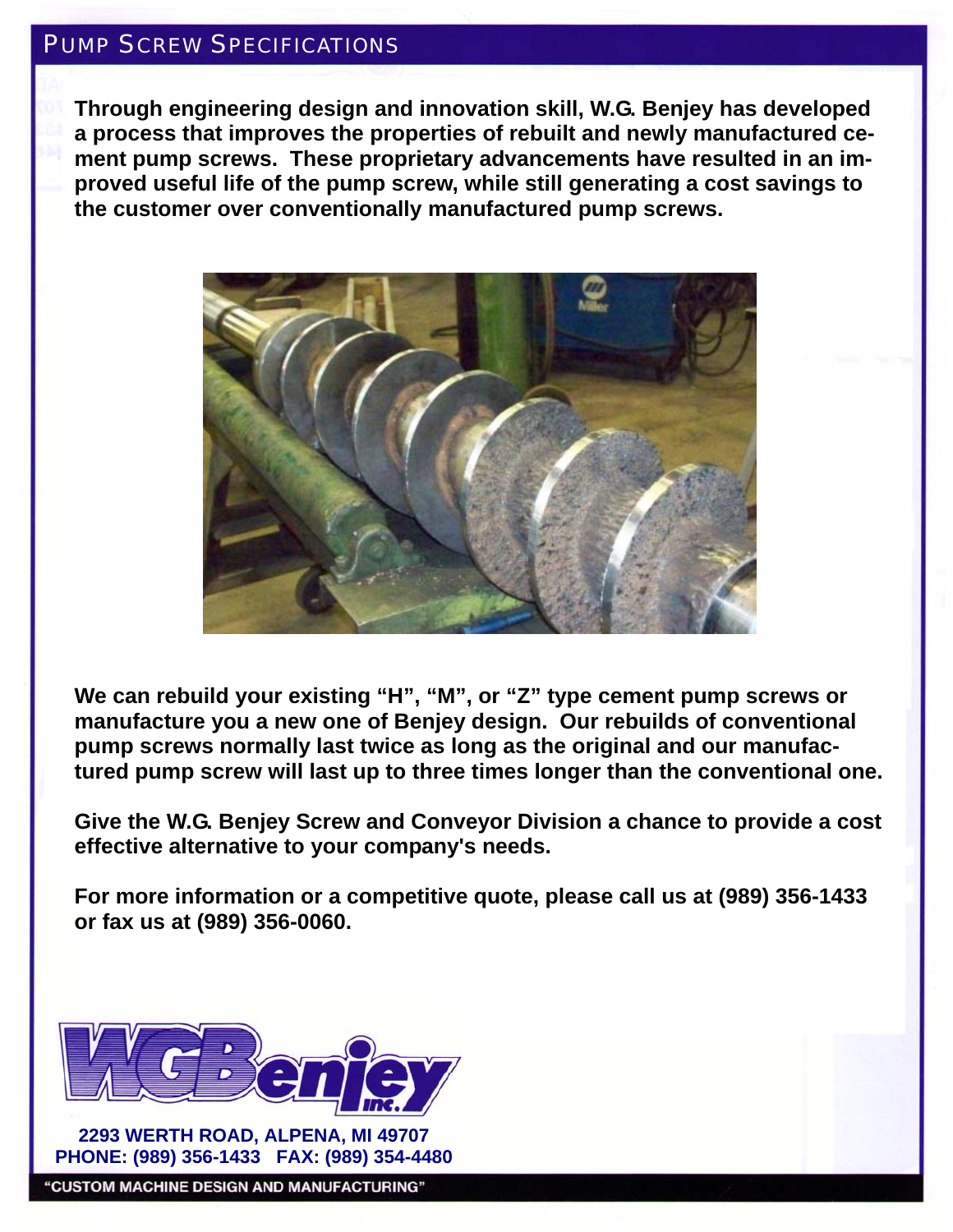# Pump Screw Specifications

**Through engineering design and innovation skill, W.G. Benjey has developed a process that improves the properties of rebuilt and newly manufactured cement pump screws. These proprietary advancements have resulted in an improved useful life of the pump screw, while still generating a cost savings to the customer over conventionally manufactured pump screws.**

**We can rebuild your existing "H", "M", or "Z" type cement pump screws or manufacture you a new one of Benjey design. Our rebuilds of conventional pump screws normally last twice as long as the original and our manufactured pump screw will last up to three times longer than the conventional one.**

**Give the W.G. Benjey Screw and Conveyor Division a chance to provide a cost effective alternative to your company's needs.**

**For more information or a competitive quote, please call us at (989) 356-1433 or fax us at (989) 356-0060.**

**2293 WERTH ROAD, ALPENA, MI 49707**
**PHONE: (989) 356-1433 FAX: (989) 354-4480**

**"CUSTOM MACHINE DESIGN AND MANUFACTURING"**